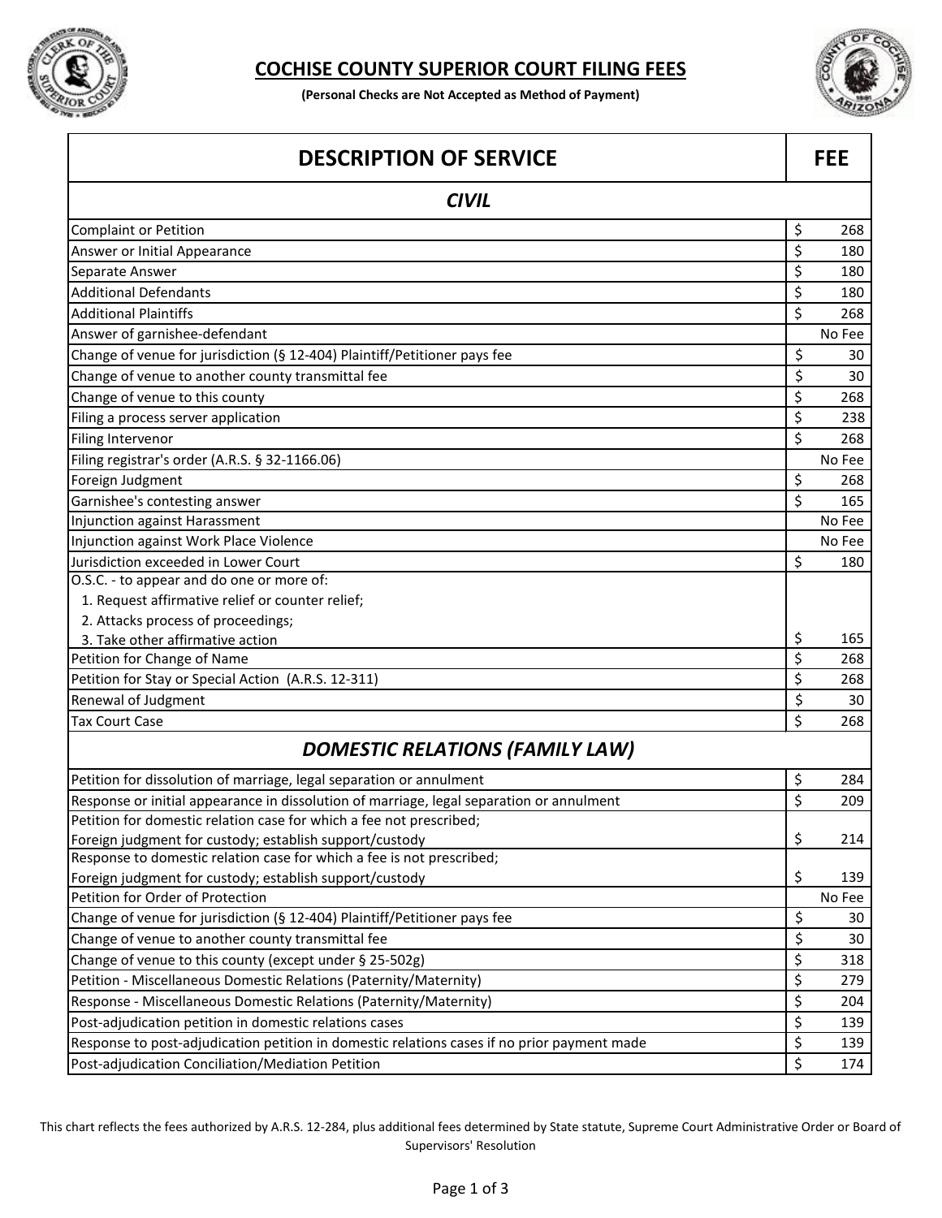# COCHISE COUNTY SUPERIOR COURT FILING FEES

**(Personal Checks are Not Accepted as Method of Payment)**

| DESCRIPTION OF SERVICE | FEE |
|---|---|
| ***CIVIL*** | |
| Complaint or Petition | $ 268 |
| Answer or Initial Appearance | $ 180 |
| Separate Answer | $ 180 |
| Additional Defendants | $ 180 |
| Additional Plaintiffs | $ 268 |
| Answer of garnishee-defendant | No Fee |
| Change of venue for jurisdiction (§ 12-404) Plaintiff/Petitioner pays fee | $ 30 |
| Change of venue to another county transmittal fee | $ 30 |
| Change of venue to this county | $ 268 |
| Filing a process server application | $ 238 |
| Filing Intervenor | $ 268 |
| Filing registrar's order (A.R.S. § 32-1166.06) | No Fee |
| Foreign Judgment | $ 268 |
| Garnishee's contesting answer | $ 165 |
| Injunction against Harassment | No Fee |
| Injunction against Work Place Violence | No Fee |
| Jurisdiction exceeded in Lower Court | $ 180 |
| O.S.C. - to appear and do one or more of:<br>1. Request affirmative relief or counter relief;<br>2. Attacks process of proceedings;<br>3. Take other affirmative action | $ 165 |
| Petition for Change of Name | $ 268 |
| Petition for Stay or Special Action (A.R.S. 12-311) | $ 268 |
| Renewal of Judgment | $ 30 |
| Tax Court Case | $ 268 |
| ***DOMESTIC RELATIONS (FAMILY LAW)*** | |
| Petition for dissolution of marriage, legal separation or annulment | $ 284 |
| Response or initial appearance in dissolution of marriage, legal separation or annulment | $ 209 |
| Petition for domestic relation case for which a fee not prescribed;<br>Foreign judgment for custody; establish support/custody | $ 214 |
| Response to domestic relation case for which a fee is not prescribed;<br>Foreign judgment for custody; establish support/custody | $ 139 |
| Petition for Order of Protection | No Fee |
| Change of venue for jurisdiction (§ 12-404) Plaintiff/Petitioner pays fee | $ 30 |
| Change of venue to another county transmittal fee | $ 30 |
| Change of venue to this county (except under § 25-502g) | $ 318 |
| Petition - Miscellaneous Domestic Relations (Paternity/Maternity) | $ 279 |
| Response - Miscellaneous Domestic Relations (Paternity/Maternity) | $ 204 |
| Post-adjudication petition in domestic relations cases | $ 139 |
| Response to post-adjudication petition in domestic relations cases if no prior payment made | $ 139 |
| Post-adjudication Conciliation/Mediation Petition | $ 174 |

This chart reflects the fees authorized by A.R.S. 12-284, plus additional fees determined by State statute, Supreme Court Administrative Order or Board of Supervisors' Resolution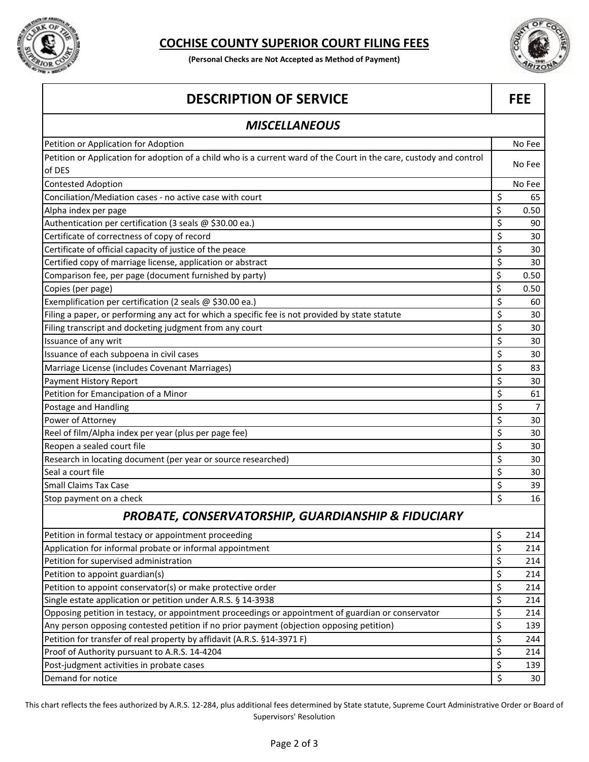# COCHISE COUNTY SUPERIOR COURT FILING FEES

**(Personal Checks are Not Accepted as Method of Payment)**

| DESCRIPTION OF SERVICE | FEE |
|---|---|
| ***MISCELLANEOUS*** | |
| Petition or Application for Adoption | No Fee |
| Petition or Application for adoption of a child who is a current ward of the Court in the care, custody and control of DES | No Fee |
| Contested Adoption | No Fee |
| Conciliation/Mediation cases - no active case with court | $ 65 |
| Alpha index per page | $ 0.50 |
| Authentication per certification (3 seals @ $30.00 ea.) | $ 90 |
| Certificate of correctness of copy of record | $ 30 |
| Certificate of official capacity of justice of the peace | $ 30 |
| Certified copy of marriage license, application or abstract | $ 30 |
| Comparison fee, per page (document furnished by party) | $ 0.50 |
| Copies (per page) | $ 0.50 |
| Exemplification per certification (2 seals @ $30.00 ea.) | $ 60 |
| Filing a paper, or performing any act for which a specific fee is not provided by state statute | $ 30 |
| Filing transcript and docketing judgment from any court | $ 30 |
| Issuance of any writ | $ 30 |
| Issuance of each subpoena in civil cases | $ 30 |
| Marriage License (includes Covenant Marriages) | $ 83 |
| Payment History Report | $ 30 |
| Petition for Emancipation of a Minor | $ 61 |
| Postage and Handling | $ 7 |
| Power of Attorney | $ 30 |
| Reel of film/Alpha index per year (plus per page fee) | $ 30 |
| Reopen a sealed court file | $ 30 |
| Research in locating document (per year or source researched) | $ 30 |
| Seal a court file | $ 30 |
| Small Claims Tax Case | $ 39 |
| Stop payment on a check | $ 16 |
| ***PROBATE, CONSERVATORSHIP, GUARDIANSHIP & FIDUCIARY*** | |
| Petition in formal testacy or appointment proceeding | $ 214 |
| Application for informal probate or informal appointment | $ 214 |
| Petition for supervised administration | $ 214 |
| Petition to appoint guardian(s) | $ 214 |
| Petition to appoint conservator(s) or make protective order | $ 214 |
| Single estate application or petition under A.R.S. § 14-3938 | $ 214 |
| Opposing petition in testacy, or appointment proceedings or appointment of guardian or conservator | $ 214 |
| Any person opposing contested petition if no prior payment (objection opposing petition) | $ 139 |
| Petition for transfer of real property by affidavit (A.R.S. §14-3971 F) | $ 244 |
| Proof of Authority pursuant to A.R.S. 14-4204 | $ 214 |
| Post-judgment activities in probate cases | $ 139 |
| Demand for notice | $ 30 |

This chart reflects the fees authorized by A.R.S. 12-284, plus additional fees determined by State statute, Supreme Court Administrative Order or Board of Supervisors' Resolution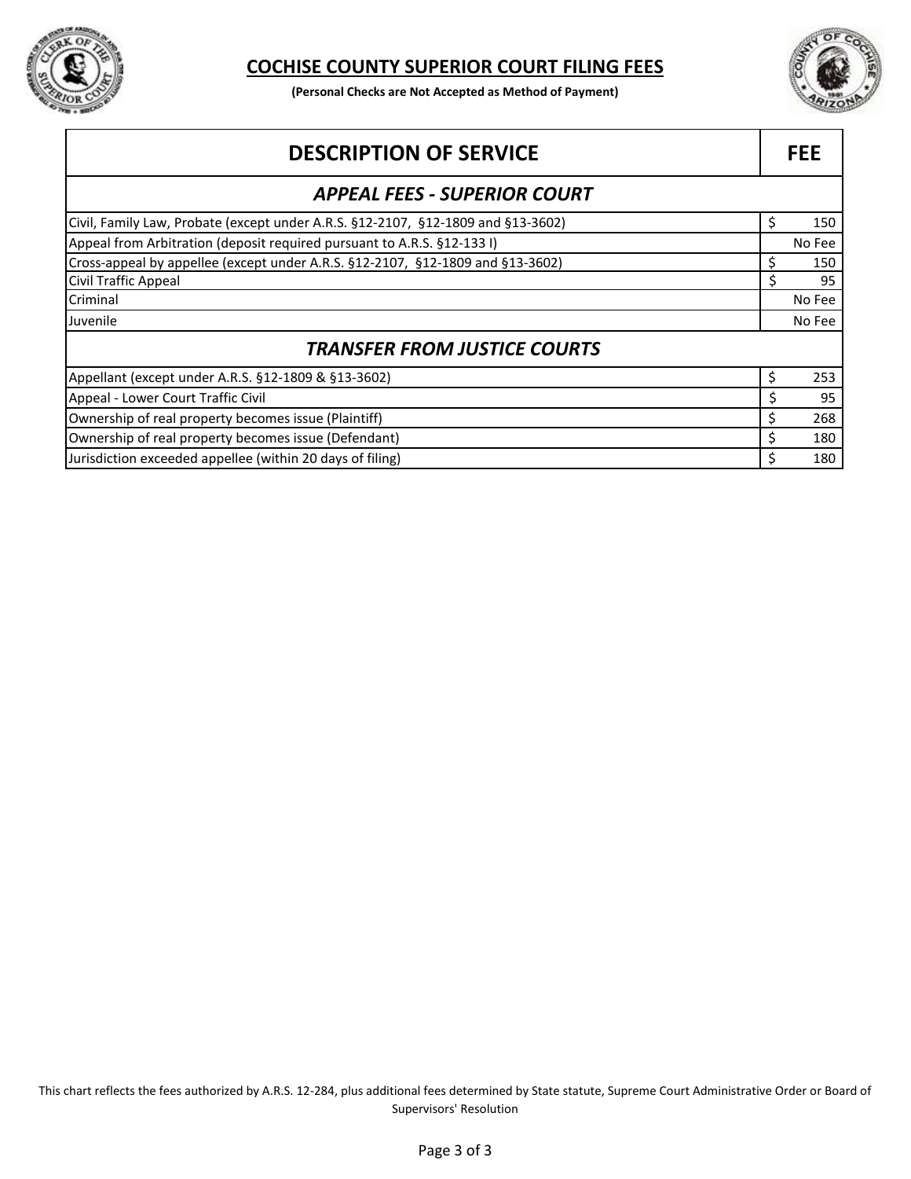# COCHISE COUNTY SUPERIOR COURT FILING FEES

**(Personal Checks are Not Accepted as Method of Payment)**

| DESCRIPTION OF SERVICE | FEE |
|---|---|
| ***APPEAL FEES - SUPERIOR COURT*** | |
| Civil, Family Law, Probate (except under A.R.S. §12-2107, §12-1809 and §13-3602) | $ 150 |
| Appeal from Arbitration (deposit required pursuant to A.R.S. §12-133 I) | No Fee |
| Cross-appeal by appellee (except under A.R.S. §12-2107, §12-1809 and §13-3602) | $ 150 |
| Civil Traffic Appeal | $ 95 |
| Criminal | No Fee |
| Juvenile | No Fee |
| ***TRANSFER FROM JUSTICE COURTS*** | |
| Appellant (except under A.R.S. §12-1809 & §13-3602) | $ 253 |
| Appeal - Lower Court Traffic Civil | $ 95 |
| Ownership of real property becomes issue (Plaintiff) | $ 268 |
| Ownership of real property becomes issue (Defendant) | $ 180 |
| Jurisdiction exceeded appellee (within 20 days of filing) | $ 180 |

This chart reflects the fees authorized by A.R.S. 12-284, plus additional fees determined by State statute, Supreme Court Administrative Order or Board of Supervisors' Resolution